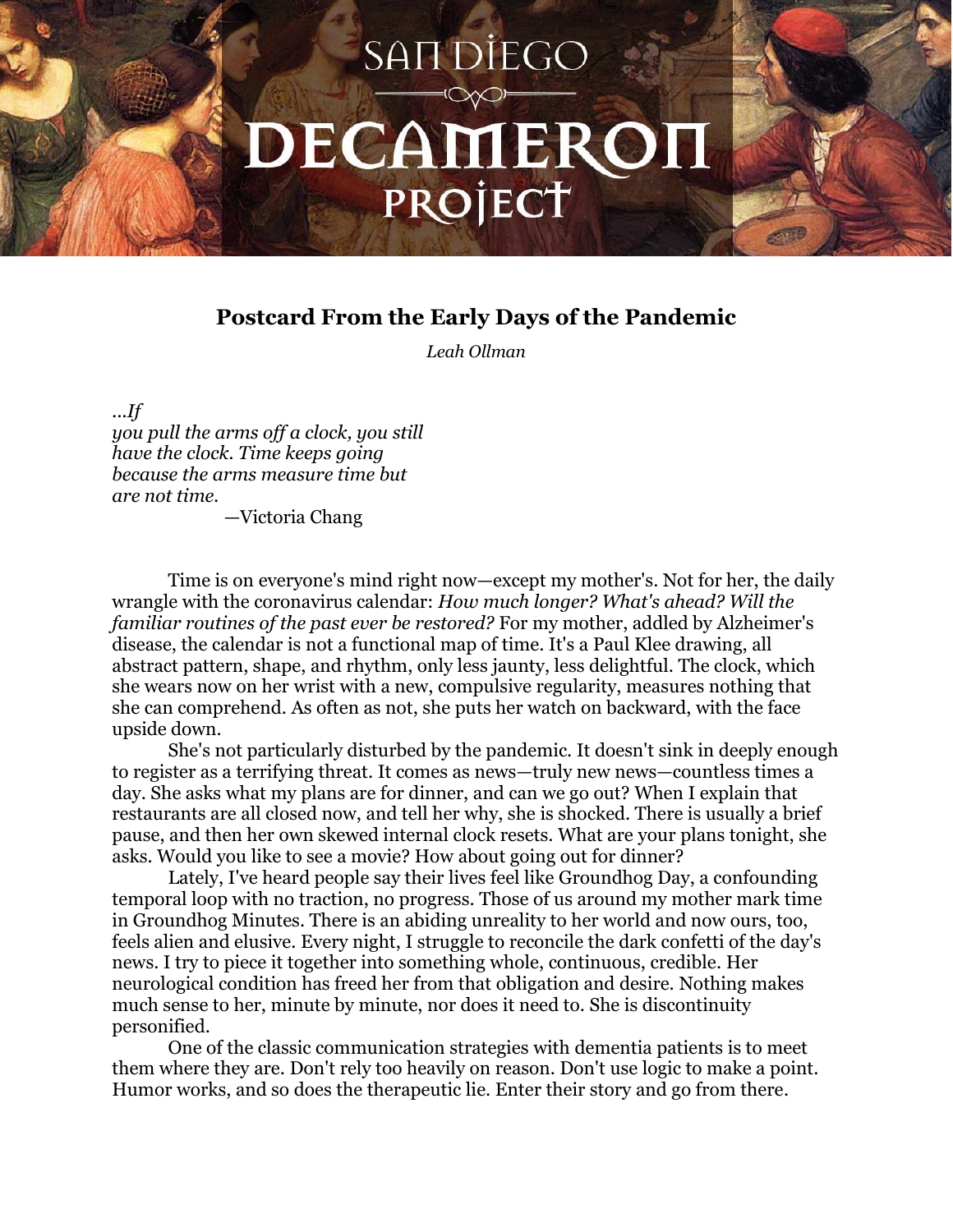# San Diego Decameron Project

## Postcard From the Early Days of the Pandemic

*Leah Ollman*

*...If*
*you pull the arms off a clock, you still*
*have the clock. Time keeps going*
*because the arms measure time but*
*are not time.*

—Victoria Chang

Time is on everyone's mind right now—except my mother's. Not for her, the daily wrangle with the coronavirus calendar: *How much longer? What's ahead? Will the familiar routines of the past ever be restored?* For my mother, addled by Alzheimer's disease, the calendar is not a functional map of time. It's a Paul Klee drawing, all abstract pattern, shape, and rhythm, only less jaunty, less delightful. The clock, which she wears now on her wrist with a new, compulsive regularity, measures nothing that she can comprehend. As often as not, she puts her watch on backward, with the face upside down.

She's not particularly disturbed by the pandemic. It doesn't sink in deeply enough to register as a terrifying threat. It comes as news—truly new news—countless times a day. She asks what my plans are for dinner, and can we go out? When I explain that restaurants are all closed now, and tell her why, she is shocked. There is usually a brief pause, and then her own skewed internal clock resets. What are your plans tonight, she asks. Would you like to see a movie? How about going out for dinner?

Lately, I've heard people say their lives feel like Groundhog Day, a confounding temporal loop with no traction, no progress. Those of us around my mother mark time in Groundhog Minutes. There is an abiding unreality to her world and now ours, too, feels alien and elusive. Every night, I struggle to reconcile the dark confetti of the day's news. I try to piece it together into something whole, continuous, credible. Her neurological condition has freed her from that obligation and desire. Nothing makes much sense to her, minute by minute, nor does it need to. She is discontinuity personified.

One of the classic communication strategies with dementia patients is to meet them where they are. Don't rely too heavily on reason. Don't use logic to make a point. Humor works, and so does the therapeutic lie. Enter their story and go from there.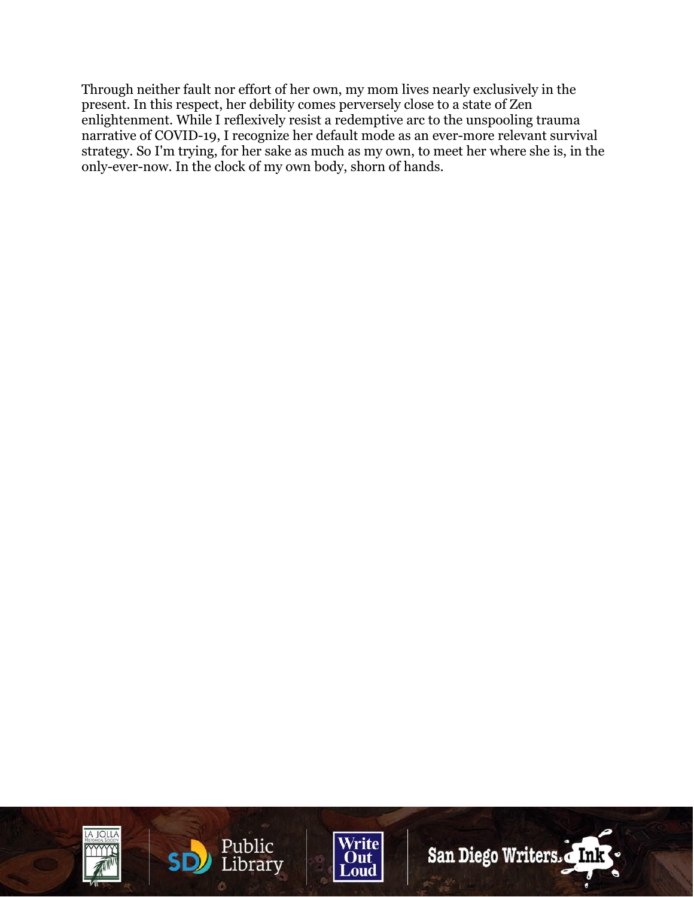Through neither fault nor effort of her own, my mom lives nearly exclusively in the present. In this respect, her debility comes perversely close to a state of Zen enlightenment. While I reflexively resist a redemptive arc to the unspooling trauma narrative of COVID-19, I recognize her default mode as an ever-more relevant survival strategy. So I'm trying, for her sake as much as my own, to meet her where she is, in the only-ever-now. In the clock of my own body, shorn of hands.